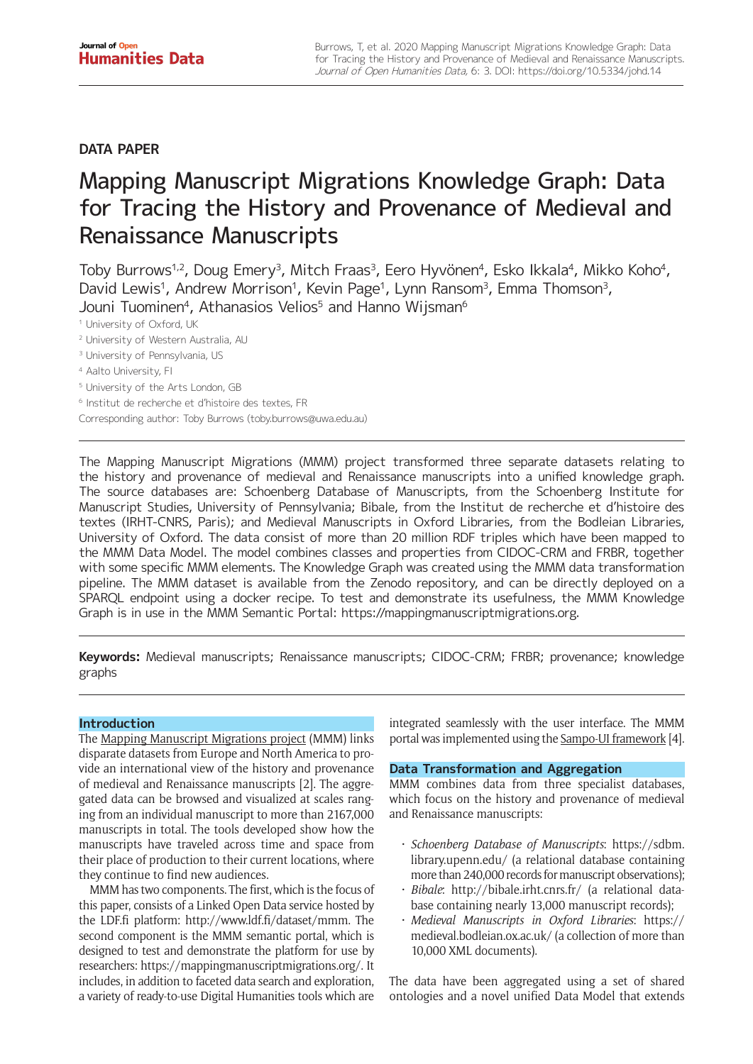DATA PAPER

# Mapping Manuscript Migrations Knowledge Graph: Data for Tracing the History and Provenance of Medieval and Renaissance Manuscripts

Toby Burrows[1,2], Doug Emery[3], Mitch Fraas[3], Eero Hyvönen[4], Esko Ikkala[4], Mikko Koho[4], David Lewis[1], Andrew Morrison[1], Kevin Page[1], Lynn Ransom[3], Emma Thomson[3], Jouni Tuominen[4], Athanasios Velios[5] and Hanno Wijsman[6]

[1] University of Oxford, UK
[2] University of Western Australia, AU
[3] University of Pennsylvania, US
[4] Aalto University, FI
[5] University of the Arts London, GB
[6] Institut de recherche et d'histoire des textes, FR

Corresponding author: Toby Burrows (toby.burrows@uwa.edu.au)

The Mapping Manuscript Migrations (MMM) project transformed three separate datasets relating to the history and provenance of medieval and Renaissance manuscripts into a unified knowledge graph. The source databases are: Schoenberg Database of Manuscripts, from the Schoenberg Institute for Manuscript Studies, University of Pennsylvania; Bibale, from the Institut de recherche et d'histoire des textes (IRHT-CNRS, Paris); and Medieval Manuscripts in Oxford Libraries, from the Bodleian Libraries, University of Oxford. The data consist of more than 20 million RDF triples which have been mapped to the MMM Data Model. The model combines classes and properties from CIDOC-CRM and FRBR, together with some specific MMM elements. The Knowledge Graph was created using the MMM data transformation pipeline. The MMM dataset is available from the Zenodo repository, and can be directly deployed on a SPARQL endpoint using a docker recipe. To test and demonstrate its usefulness, the MMM Knowledge Graph is in use in the MMM Semantic Portal: https://mappingmanuscriptmigrations.org.

**Keywords:** Medieval manuscripts; Renaissance manuscripts; CIDOC-CRM; FRBR; provenance; knowledge graphs

## Introduction

The Mapping Manuscript Migrations project (MMM) links disparate datasets from Europe and North America to provide an international view of the history and provenance of medieval and Renaissance manuscripts [2]. The aggregated data can be browsed and visualized at scales ranging from an individual manuscript to more than 2167,000 manuscripts in total. The tools developed show how the manuscripts have traveled across time and space from their place of production to their current locations, where they continue to find new audiences.

MMM has two components. The first, which is the focus of this paper, consists of a Linked Open Data service hosted by the LDF.fi platform: http://www.ldf.fi/dataset/mmm. The second component is the MMM semantic portal, which is designed to test and demonstrate the platform for use by researchers: https://mappingmanuscriptmigrations.org/. It includes, in addition to faceted data search and exploration, a variety of ready-to-use Digital Humanities tools which are integrated seamlessly with the user interface. The MMM portal was implemented using the Sampo-UI framework [4].

## Data Transformation and Aggregation

MMM combines data from three specialist databases, which focus on the history and provenance of medieval and Renaissance manuscripts:

- *Schoenberg Database of Manuscripts*: https://sdbm.library.upenn.edu/ (a relational database containing more than 240,000 records for manuscript observations);
- *Bibale*: http://bibale.irht.cnrs.fr/ (a relational database containing nearly 13,000 manuscript records);
- *Medieval Manuscripts in Oxford Libraries*: https://medieval.bodleian.ox.ac.uk/ (a collection of more than 10,000 XML documents).

The data have been aggregated using a set of shared ontologies and a novel unified Data Model that extends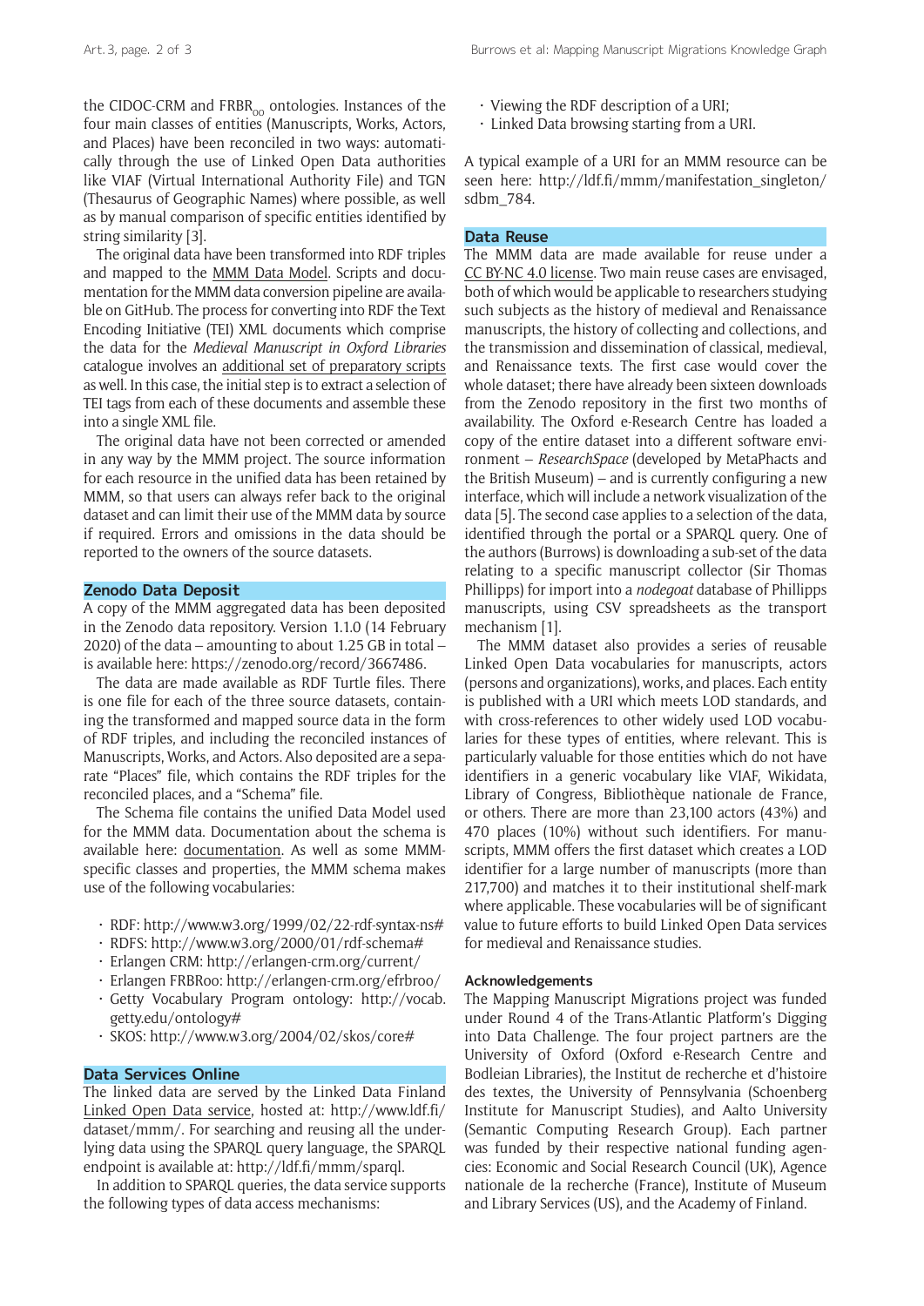the CIDOC-CRM and $FRBR_{oo}$ ontologies. Instances of the four main classes of entities (Manuscripts, Works, Actors, and Places) have been reconciled in two ways: automatically through the use of Linked Open Data authorities like VIAF (Virtual International Authority File) and TGN (Thesaurus of Geographic Names) where possible, as well as by manual comparison of specific entities identified by string similarity [3].

The original data have been transformed into RDF triples and mapped to the MMM Data Model. Scripts and documentation for the MMM data conversion pipeline are available on GitHub. The process for converting into RDF the Text Encoding Initiative (TEI) XML documents which comprise the data for the *Medieval Manuscript in Oxford Libraries* catalogue involves an additional set of preparatory scripts as well. In this case, the initial step is to extract a selection of TEI tags from each of these documents and assemble these into a single XML file.

The original data have not been corrected or amended in any way by the MMM project. The source information for each resource in the unified data has been retained by MMM, so that users can always refer back to the original dataset and can limit their use of the MMM data by source if required. Errors and omissions in the data should be reported to the owners of the source datasets.

## Zenodo Data Deposit

A copy of the MMM aggregated data has been deposited in the Zenodo data repository. Version 1.1.0 (14 February 2020) of the data – amounting to about 1.25 GB in total – is available here: https://zenodo.org/record/3667486.

The data are made available as RDF Turtle files. There is one file for each of the three source datasets, containing the transformed and mapped source data in the form of RDF triples, and including the reconciled instances of Manuscripts, Works, and Actors. Also deposited are a separate "Places" file, which contains the RDF triples for the reconciled places, and a "Schema" file.

The Schema file contains the unified Data Model used for the MMM data. Documentation about the schema is available here: documentation. As well as some MMM-specific classes and properties, the MMM schema makes use of the following vocabularies:

- RDF: http://www.w3.org/1999/02/22-rdf-syntax-ns#
- RDFS: http://www.w3.org/2000/01/rdf-schema#
- Erlangen CRM: http://erlangen-crm.org/current/
- Erlangen FRBRoo: http://erlangen-crm.org/efrbroo/
- Getty Vocabulary Program ontology: http://vocab.getty.edu/ontology#
- SKOS: http://www.w3.org/2004/02/skos/core#

## Data Services Online

The linked data are served by the Linked Data Finland Linked Open Data service, hosted at: http://www.ldf.fi/dataset/mmm/. For searching and reusing all the underlying data using the SPARQL query language, the SPARQL endpoint is available at: http://ldf.fi/mmm/sparql.

In addition to SPARQL queries, the data service supports the following types of data access mechanisms:

- Viewing the RDF description of a URI;
- Linked Data browsing starting from a URI.

A typical example of a URI for an MMM resource can be seen here: http://ldf.fi/mmm/manifestation_singleton/sdbm_784.

## Data Reuse

The MMM data are made available for reuse under a CC BY-NC 4.0 license. Two main reuse cases are envisaged, both of which would be applicable to researchers studying such subjects as the history of medieval and Renaissance manuscripts, the history of collecting and collections, and the transmission and dissemination of classical, medieval, and Renaissance texts. The first case would cover the whole dataset; there have already been sixteen downloads from the Zenodo repository in the first two months of availability. The Oxford e-Research Centre has loaded a copy of the entire dataset into a different software environment – *ResearchSpace* (developed by MetaPhacts and the British Museum) – and is currently configuring a new interface, which will include a network visualization of the data [5]. The second case applies to a selection of the data, identified through the portal or a SPARQL query. One of the authors (Burrows) is downloading a sub-set of the data relating to a specific manuscript collector (Sir Thomas Phillipps) for import into a *nodegoat* database of Phillipps manuscripts, using CSV spreadsheets as the transport mechanism [1].

The MMM dataset also provides a series of reusable Linked Open Data vocabularies for manuscripts, actors (persons and organizations), works, and places. Each entity is published with a URI which meets LOD standards, and with cross-references to other widely used LOD vocabularies for these types of entities, where relevant. This is particularly valuable for those entities which do not have identifiers in a generic vocabulary like VIAF, Wikidata, Library of Congress, Bibliothèque nationale de France, or others. There are more than 23,100 actors (43%) and 470 places (10%) without such identifiers. For manuscripts, MMM offers the first dataset which creates a LOD identifier for a large number of manuscripts (more than 217,700) and matches it to their institutional shelf-mark where applicable. These vocabularies will be of significant value to future efforts to build Linked Open Data services for medieval and Renaissance studies.

### Acknowledgements

The Mapping Manuscript Migrations project was funded under Round 4 of the Trans-Atlantic Platform's Digging into Data Challenge. The four project partners are the University of Oxford (Oxford e-Research Centre and Bodleian Libraries), the Institut de recherche et d'histoire des textes, the University of Pennsylvania (Schoenberg Institute for Manuscript Studies), and Aalto University (Semantic Computing Research Group). Each partner was funded by their respective national funding agencies: Economic and Social Research Council (UK), Agence nationale de la recherche (France), Institute of Museum and Library Services (US), and the Academy of Finland.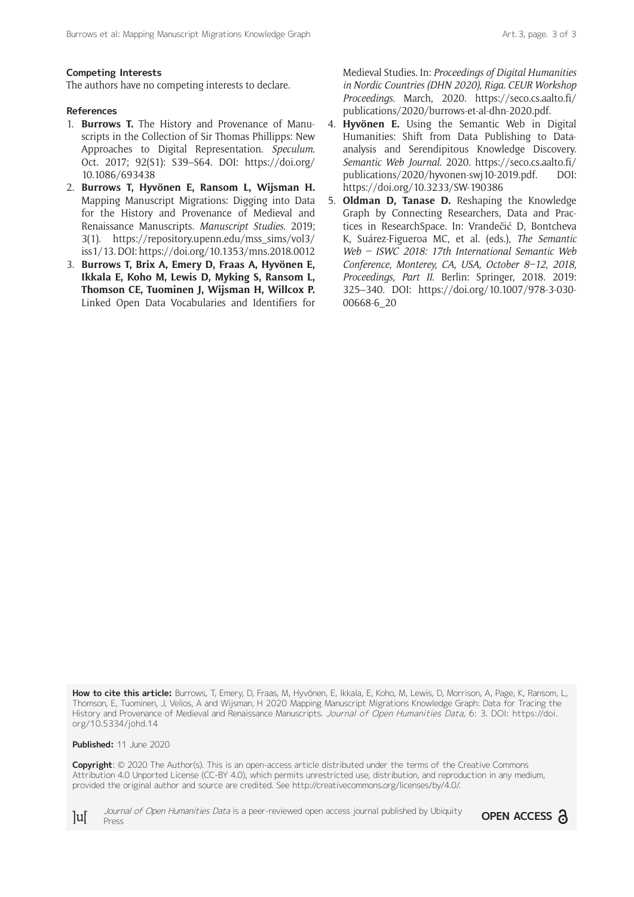### Competing Interests

The authors have no competing interests to declare.

### References

1. **Burrows T.** The History and Provenance of Manuscripts in the Collection of Sir Thomas Phillipps: New Approaches to Digital Representation. *Speculum*. Oct. 2017; 92(S1): S39–S64. DOI: https://doi.org/10.1086/693438
2. **Burrows T, Hyvönen E, Ransom L, Wijsman H.** Mapping Manuscript Migrations: Digging into Data for the History and Provenance of Medieval and Renaissance Manuscripts. *Manuscript Studies*. 2019; 3(1). https://repository.upenn.edu/mss_sims/vol3/iss1/13. DOI: https://doi.org/10.1353/mns.2018.0012
3. **Burrows T, Brix A, Emery D, Fraas A, Hyvönen E, Ikkala E, Koho M, Lewis D, Myking S, Ransom L, Thomson CE, Tuominen J, Wijsman H, Willcox P.** Linked Open Data Vocabularies and Identifiers for Medieval Studies. In: *Proceedings of Digital Humanities in Nordic Countries (DHN 2020), Riga. CEUR Workshop Proceedings*. March, 2020. https://seco.cs.aalto.fi/publications/2020/burrows-et-al-dhn-2020.pdf.
4. **Hyvönen E.** Using the Semantic Web in Digital Humanities: Shift from Data Publishing to Data-analysis and Serendipitous Knowledge Discovery. *Semantic Web Journal*. 2020. https://seco.cs.aalto.fi/publications/2020/hyvonen-swj10-2019.pdf. DOI: https://doi.org/10.3233/SW-190386
5. **Oldman D, Tanase D.** Reshaping the Knowledge Graph by Connecting Researchers, Data and Practices in ResearchSpace. In: Vrandečić D, Bontcheva K, Suárez-Figueroa MC, et al. (eds.), *The Semantic Web – ISWC 2018: 17th International Semantic Web Conference, Monterey, CA, USA, October 8–12, 2018, Proceedings, Part II*. Berlin: Springer, 2018. 2019: 325–340. DOI: https://doi.org/10.1007/978-3-030-00668-6_20

**How to cite this article:** Burrows, T, Emery, D, Fraas, M, Hyvönen, E, Ikkala, E, Koho, M, Lewis, D, Morrison, A, Page, K, Ransom, L, Thomson, E, Tuominen, J, Velios, A and Wijsman, H 2020 Mapping Manuscript Migrations Knowledge Graph: Data for Tracing the History and Provenance of Medieval and Renaissance Manuscripts. *Journal of Open Humanities Data*, 6: 3. DOI: https://doi.org/10.5334/johd.14

**Published:** 11 June 2020

**Copyright**: © 2020 The Author(s). This is an open-access article distributed under the terms of the Creative Commons Attribution 4.0 Unported License (CC-BY 4.0), which permits unrestricted use, distribution, and reproduction in any medium, provided the original author and source are credited. See http://creativecommons.org/licenses/by/4.0/.

*Journal of Open Humanities Data* is a peer-reviewed open access journal published by Ubiquity Press

OPEN ACCESS